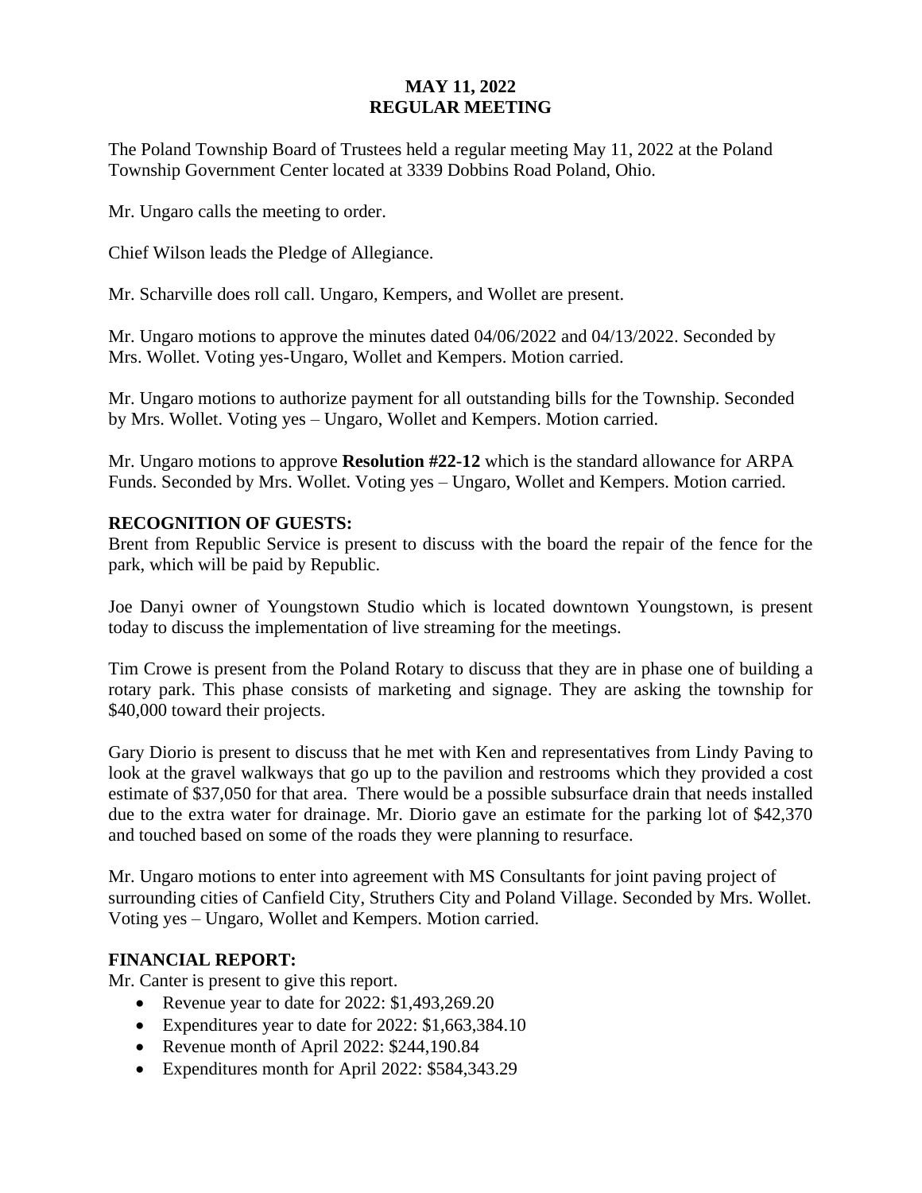**MAY 11, 2022**
**REGULAR MEETING**

The Poland Township Board of Trustees held a regular meeting May 11, 2022 at the Poland Township Government Center located at 3339 Dobbins Road Poland, Ohio.

Mr. Ungaro calls the meeting to order.

Chief Wilson leads the Pledge of Allegiance.

Mr. Scharville does roll call. Ungaro, Kempers, and Wollet are present.

Mr. Ungaro motions to approve the minutes dated 04/06/2022 and 04/13/2022. Seconded by Mrs. Wollet. Voting yes-Ungaro, Wollet and Kempers. Motion carried.

Mr. Ungaro motions to authorize payment for all outstanding bills for the Township. Seconded by Mrs. Wollet. Voting yes – Ungaro, Wollet and Kempers. Motion carried.

Mr. Ungaro motions to approve **Resolution #22-12** which is the standard allowance for ARPA Funds. Seconded by Mrs. Wollet. Voting yes – Ungaro, Wollet and Kempers. Motion carried.

**RECOGNITION OF GUESTS:**

Brent from Republic Service is present to discuss with the board the repair of the fence for the park, which will be paid by Republic.

Joe Danyi owner of Youngstown Studio which is located downtown Youngstown, is present today to discuss the implementation of live streaming for the meetings.

Tim Crowe is present from the Poland Rotary to discuss that they are in phase one of building a rotary park. This phase consists of marketing and signage. They are asking the township for $40,000 toward their projects.

Gary Diorio is present to discuss that he met with Ken and representatives from Lindy Paving to look at the gravel walkways that go up to the pavilion and restrooms which they provided a cost estimate of $37,050 for that area. There would be a possible subsurface drain that needs installed due to the extra water for drainage. Mr. Diorio gave an estimate for the parking lot of $42,370 and touched based on some of the roads they were planning to resurface.

Mr. Ungaro motions to enter into agreement with MS Consultants for joint paving project of surrounding cities of Canfield City, Struthers City and Poland Village. Seconded by Mrs. Wollet. Voting yes – Ungaro, Wollet and Kempers. Motion carried.

**FINANCIAL REPORT:**

Mr. Canter is present to give this report.

- Revenue year to date for 2022: $1,493,269.20
- Expenditures year to date for 2022: $1,663,384.10
- Revenue month of April 2022: $244,190.84
- Expenditures month for April 2022: $584,343.29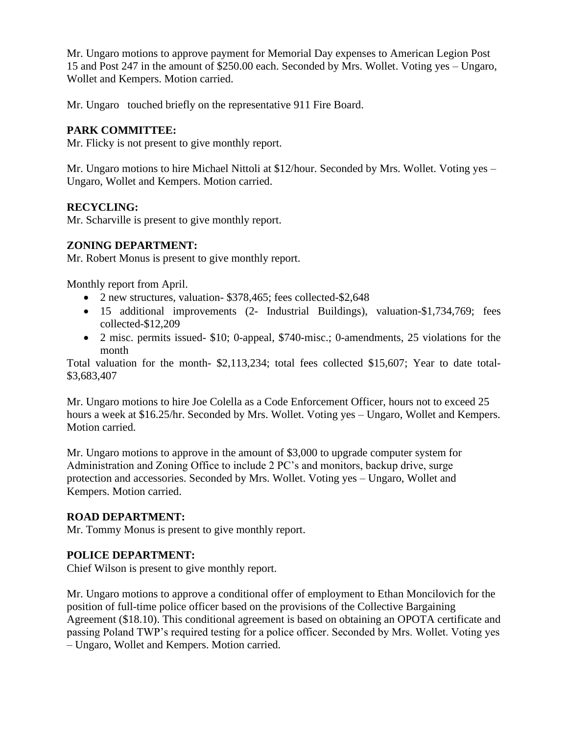Mr. Ungaro motions to approve payment for Memorial Day expenses to American Legion Post 15 and Post 247 in the amount of $250.00 each. Seconded by Mrs. Wollet. Voting yes – Ungaro, Wollet and Kempers. Motion carried.

Mr. Ungaro touched briefly on the representative 911 Fire Board.

**PARK COMMITTEE:**
Mr. Flicky is not present to give monthly report.

Mr. Ungaro motions to hire Michael Nittoli at $12/hour. Seconded by Mrs. Wollet. Voting yes – Ungaro, Wollet and Kempers. Motion carried.

**RECYCLING:**
Mr. Scharville is present to give monthly report.

**ZONING DEPARTMENT:**
Mr. Robert Monus is present to give monthly report.

Monthly report from April.

- 2 new structures, valuation- $378,465; fees collected-$2,648
- 15 additional improvements (2- Industrial Buildings), valuation-$1,734,769; fees collected-$12,209
- 2 misc. permits issued- $10; 0-appeal, $740-misc.; 0-amendments, 25 violations for the month

Total valuation for the month- $2,113,234; total fees collected $15,607; Year to date total- $3,683,407

Mr. Ungaro motions to hire Joe Colella as a Code Enforcement Officer, hours not to exceed 25 hours a week at $16.25/hr. Seconded by Mrs. Wollet. Voting yes – Ungaro, Wollet and Kempers. Motion carried.

Mr. Ungaro motions to approve in the amount of $3,000 to upgrade computer system for Administration and Zoning Office to include 2 PC's and monitors, backup drive, surge protection and accessories. Seconded by Mrs. Wollet. Voting yes – Ungaro, Wollet and Kempers. Motion carried.

**ROAD DEPARTMENT:**
Mr. Tommy Monus is present to give monthly report.

**POLICE DEPARTMENT:**
Chief Wilson is present to give monthly report.

Mr. Ungaro motions to approve a conditional offer of employment to Ethan Moncilovich for the position of full-time police officer based on the provisions of the Collective Bargaining Agreement ($18.10). This conditional agreement is based on obtaining an OPOTA certificate and passing Poland TWP's required testing for a police officer. Seconded by Mrs. Wollet. Voting yes – Ungaro, Wollet and Kempers. Motion carried.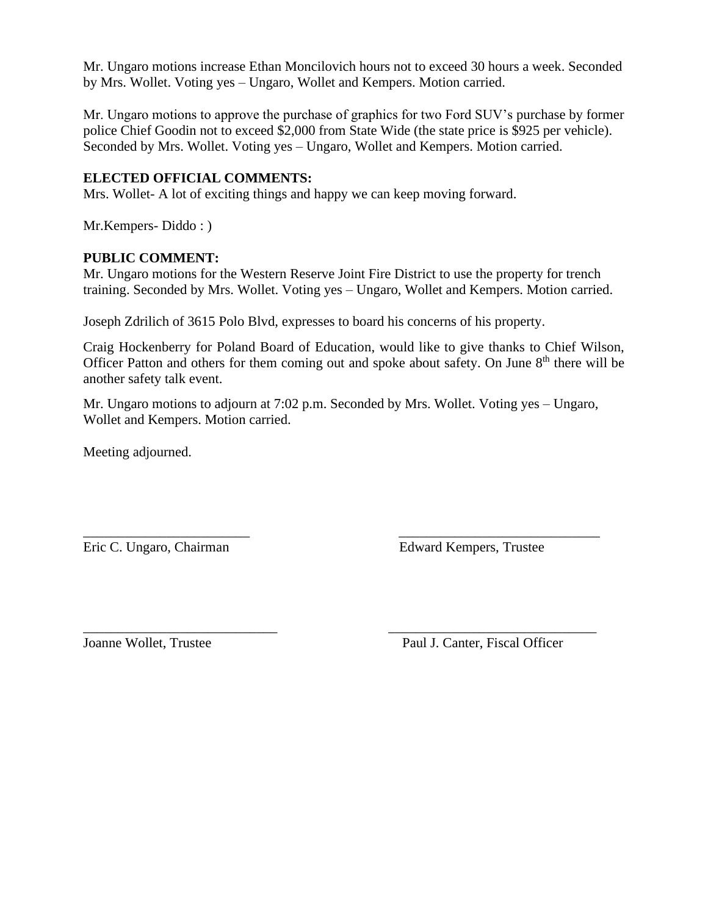Mr. Ungaro motions increase Ethan Moncilovich hours not to exceed 30 hours a week. Seconded by Mrs. Wollet. Voting yes – Ungaro, Wollet and Kempers. Motion carried.

Mr. Ungaro motions to approve the purchase of graphics for two Ford SUV's purchase by former police Chief Goodin not to exceed $2,000 from State Wide (the state price is $925 per vehicle). Seconded by Mrs. Wollet. Voting yes – Ungaro, Wollet and Kempers. Motion carried.

**ELECTED OFFICIAL COMMENTS:**
Mrs. Wollet- A lot of exciting things and happy we can keep moving forward.

Mr.Kempers- Diddo : )

**PUBLIC COMMENT:**
Mr. Ungaro motions for the Western Reserve Joint Fire District to use the property for trench training. Seconded by Mrs. Wollet. Voting yes – Ungaro, Wollet and Kempers. Motion carried.

Joseph Zdrilich of 3615 Polo Blvd, expresses to board his concerns of his property.

Craig Hockenberry for Poland Board of Education, would like to give thanks to Chief Wilson, Officer Patton and others for them coming out and spoke about safety. On June 8th there will be another safety talk event.

Mr. Ungaro motions to adjourn at 7:02 p.m. Seconded by Mrs. Wollet. Voting yes – Ungaro, Wollet and Kempers. Motion carried.

Meeting adjourned.

\_\_\_\_\_\_\_\_\_\_\_\_\_\_\_\_\_\_\_\_\_\_\_\_
Eric C. Ungaro, Chairman

\_\_\_\_\_\_\_\_\_\_\_\_\_\_\_\_\_\_\_\_\_\_\_\_
Edward Kempers, Trustee

\_\_\_\_\_\_\_\_\_\_\_\_\_\_\_\_\_\_\_\_\_\_\_\_
Joanne Wollet, Trustee

\_\_\_\_\_\_\_\_\_\_\_\_\_\_\_\_\_\_\_\_\_\_\_\_
Paul J. Canter, Fiscal Officer